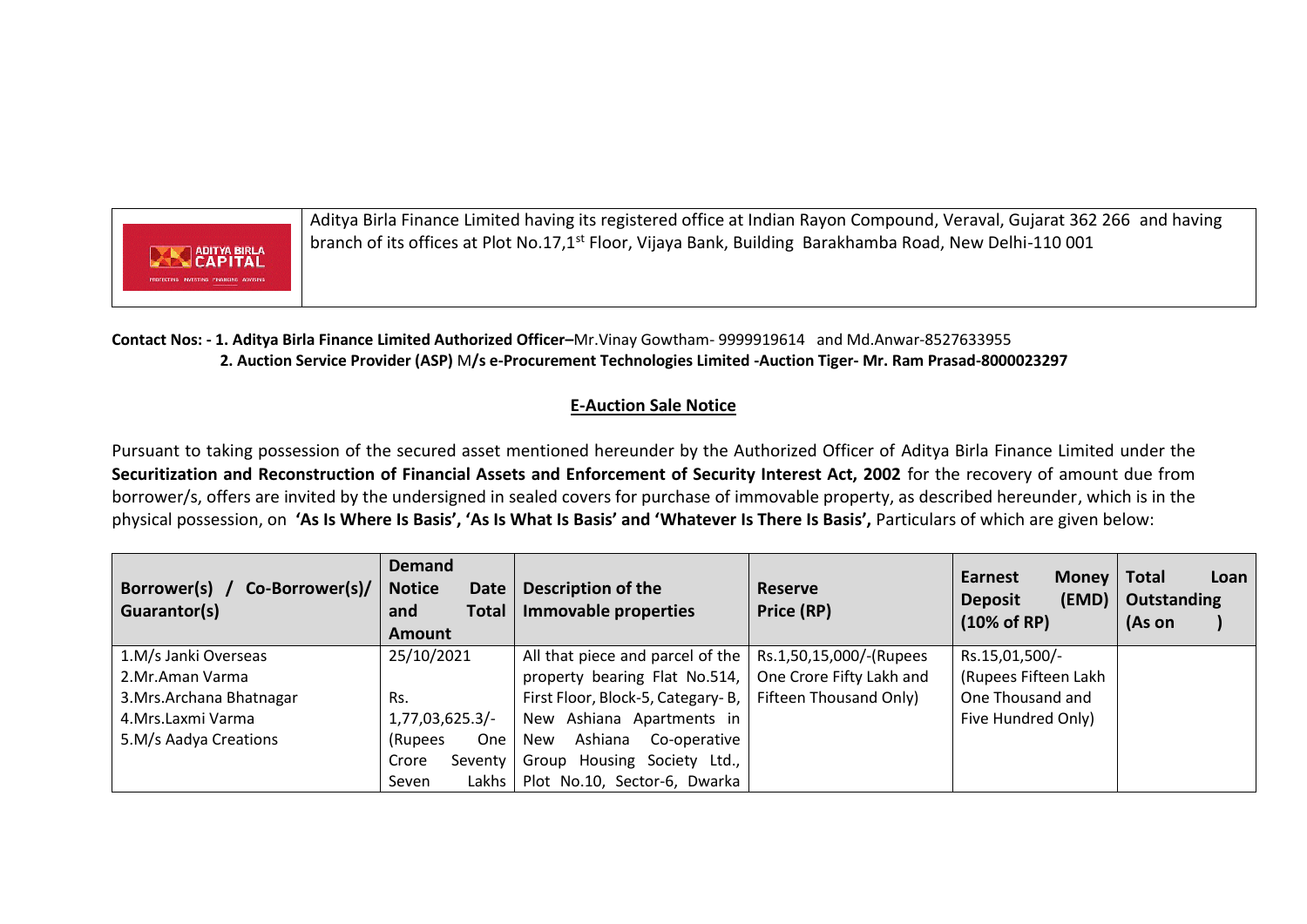Aditya Birla Finance Limited having its registered office at Indian Rayon Compound, Veraval, Gujarat 362 266 and having branch of its offices at Plot No.17,1st Floor, Vijaya Bank, Building Barakhamba Road, New Delhi-110 001

**Contact Nos: - 1. Aditya Birla Finance Limited Authorized Officer–**Mr.Vinay Gowtham- 9999919614 and Md.Anwar-8527633955
**2. Auction Service Provider (ASP)** M**/s e-Procurement Technologies Limited -Auction Tiger- Mr. Ram Prasad-8000023297**

## E-Auction Sale Notice

Pursuant to taking possession of the secured asset mentioned hereunder by the Authorized Officer of Aditya Birla Finance Limited under the **Securitization and Reconstruction of Financial Assets and Enforcement of Security Interest Act, 2002** for the recovery of amount due from borrower/s, offers are invited by the undersigned in sealed covers for purchase of immovable property, as described hereunder, which is in the physical possession, on **'As Is Where Is Basis', 'As Is What Is Basis' and 'Whatever Is There Is Basis',** Particulars of which are given below:

| Borrower(s) / Co-Borrower(s)/ Guarantor(s) | Demand Notice Date and Total Amount | Description of the Immovable properties | Reserve Price (RP) | Earnest Money Deposit (EMD) (10% of RP) | Total Loan Outstanding (As on ) |
|---|---|---|---|---|---|
| 1.M/s Janki Overseas<br>2.Mr.Aman Varma<br>3.Mrs.Archana Bhatnagar<br>4.Mrs.Laxmi Varma<br>5.M/s Aadya Creations | 25/10/2021<br><br>Rs. 1,77,03,625.3/- (Rupees One Crore Seventy Seven Lakhs | All that piece and parcel of the property bearing Flat No.514, First Floor, Block-5, Category- B, New Ashiana Apartments in New Ashiana Co-operative Group Housing Society Ltd., Plot No.10, Sector-6, Dwarka | Rs.1,50,15,000/-(Rupees One Crore Fifty Lakh and Fifteen Thousand Only) | Rs.15,01,500/- (Rupees Fifteen Lakh One Thousand and Five Hundred Only) | |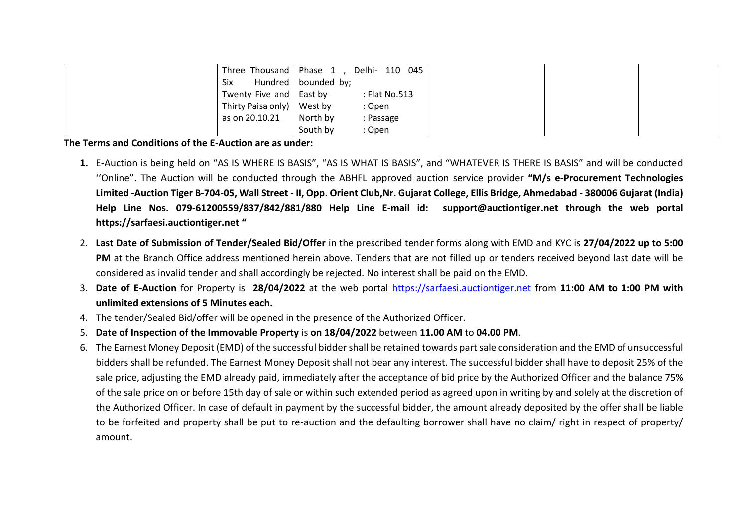| | | | | | |
|---|---|---|---|---|---|
| | Three Thousand Six Hundred Twenty Five and Thirty Paisa only) as on 20.10.21 | Phase 1 , Delhi- 110 045 bounded by;<br>East by : Flat No.513<br>West by : Open<br>North by : Passage<br>South by : Open | | | |

**The Terms and Conditions of the E-Auction are as under:**

1. E-Auction is being held on "AS IS WHERE IS BASIS", "AS IS WHAT IS BASIS", and "WHATEVER IS THERE IS BASIS" and will be conducted ''Online". The Auction will be conducted through the ABHFL approved auction service provider **"M/s e-Procurement Technologies Limited -Auction Tiger B-704-05, Wall Street - II, Opp. Orient Club,Nr. Gujarat College, Ellis Bridge, Ahmedabad - 380006 Gujarat (India) Help Line Nos. 079-61200559/837/842/881/880 Help Line E-mail id: support@auctiontiger.net through the web portal https://sarfaesi.auctiontiger.net "**
2. **Last Date of Submission of Tender/Sealed Bid/Offer** in the prescribed tender forms along with EMD and KYC is **27/04/2022 up to 5:00 PM** at the Branch Office address mentioned herein above. Tenders that are not filled up or tenders received beyond last date will be considered as invalid tender and shall accordingly be rejected. No interest shall be paid on the EMD.
3. **Date of E-Auction** for Property is **28/04/2022** at the web portal https://sarfaesi.auctiontiger.net from **11:00 AM to 1:00 PM with unlimited extensions of 5 Minutes each.**
4. The tender/Sealed Bid/offer will be opened in the presence of the Authorized Officer.
5. **Date of Inspection of the Immovable Property** is **on 18/04/2022** between **11.00 AM** to **04.00 PM**.
6. The Earnest Money Deposit (EMD) of the successful bidder shall be retained towards part sale consideration and the EMD of unsuccessful bidders shall be refunded. The Earnest Money Deposit shall not bear any interest. The successful bidder shall have to deposit 25% of the sale price, adjusting the EMD already paid, immediately after the acceptance of bid price by the Authorized Officer and the balance 75% of the sale price on or before 15th day of sale or within such extended period as agreed upon in writing by and solely at the discretion of the Authorized Officer. In case of default in payment by the successful bidder, the amount already deposited by the offer shall be liable to be forfeited and property shall be put to re-auction and the defaulting borrower shall have no claim/ right in respect of property/ amount.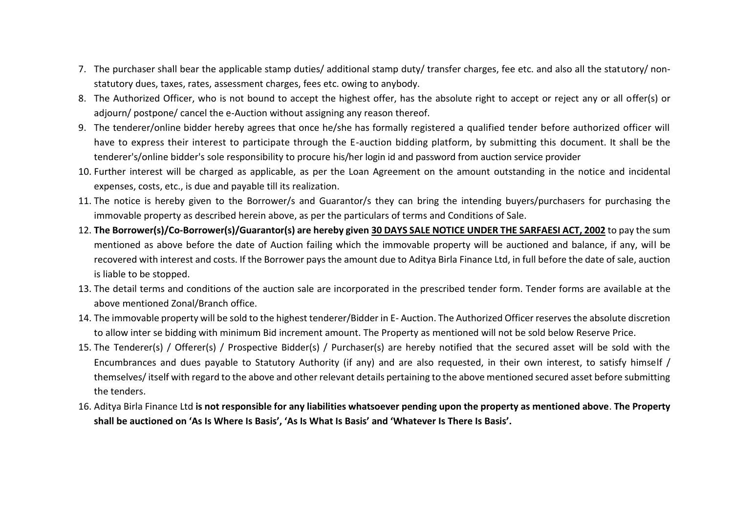7. The purchaser shall bear the applicable stamp duties/ additional stamp duty/ transfer charges, fee etc. and also all the statutory/ non-statutory dues, taxes, rates, assessment charges, fees etc. owing to anybody.
8. The Authorized Officer, who is not bound to accept the highest offer, has the absolute right to accept or reject any or all offer(s) or adjourn/ postpone/ cancel the e-Auction without assigning any reason thereof.
9. The tenderer/online bidder hereby agrees that once he/she has formally registered a qualified tender before authorized officer will have to express their interest to participate through the E-auction bidding platform, by submitting this document. It shall be the tenderer's/online bidder's sole responsibility to procure his/her login id and password from auction service provider
10. Further interest will be charged as applicable, as per the Loan Agreement on the amount outstanding in the notice and incidental expenses, costs, etc., is due and payable till its realization.
11. The notice is hereby given to the Borrower/s and Guarantor/s they can bring the intending buyers/purchasers for purchasing the immovable property as described herein above, as per the particulars of terms and Conditions of Sale.
12. **The Borrower(s)/Co-Borrower(s)/Guarantor(s) are hereby given <u>30 DAYS SALE NOTICE UNDER THE SARFAESI ACT, 2002</u>** to pay the sum mentioned as above before the date of Auction failing which the immovable property will be auctioned and balance, if any, will be recovered with interest and costs. If the Borrower pays the amount due to Aditya Birla Finance Ltd, in full before the date of sale, auction is liable to be stopped.
13. The detail terms and conditions of the auction sale are incorporated in the prescribed tender form. Tender forms are available at the above mentioned Zonal/Branch office.
14. The immovable property will be sold to the highest tenderer/Bidder in E- Auction. The Authorized Officer reserves the absolute discretion to allow inter se bidding with minimum Bid increment amount. The Property as mentioned will not be sold below Reserve Price.
15. The Tenderer(s) / Offerer(s) / Prospective Bidder(s) / Purchaser(s) are hereby notified that the secured asset will be sold with the Encumbrances and dues payable to Statutory Authority (if any) and are also requested, in their own interest, to satisfy himself / themselves/ itself with regard to the above and other relevant details pertaining to the above mentioned secured asset before submitting the tenders.
16. Aditya Birla Finance Ltd **is not responsible for any liabilities whatsoever pending upon the property as mentioned above**. **The Property shall be auctioned on 'As Is Where Is Basis', 'As Is What Is Basis' and 'Whatever Is There Is Basis'.**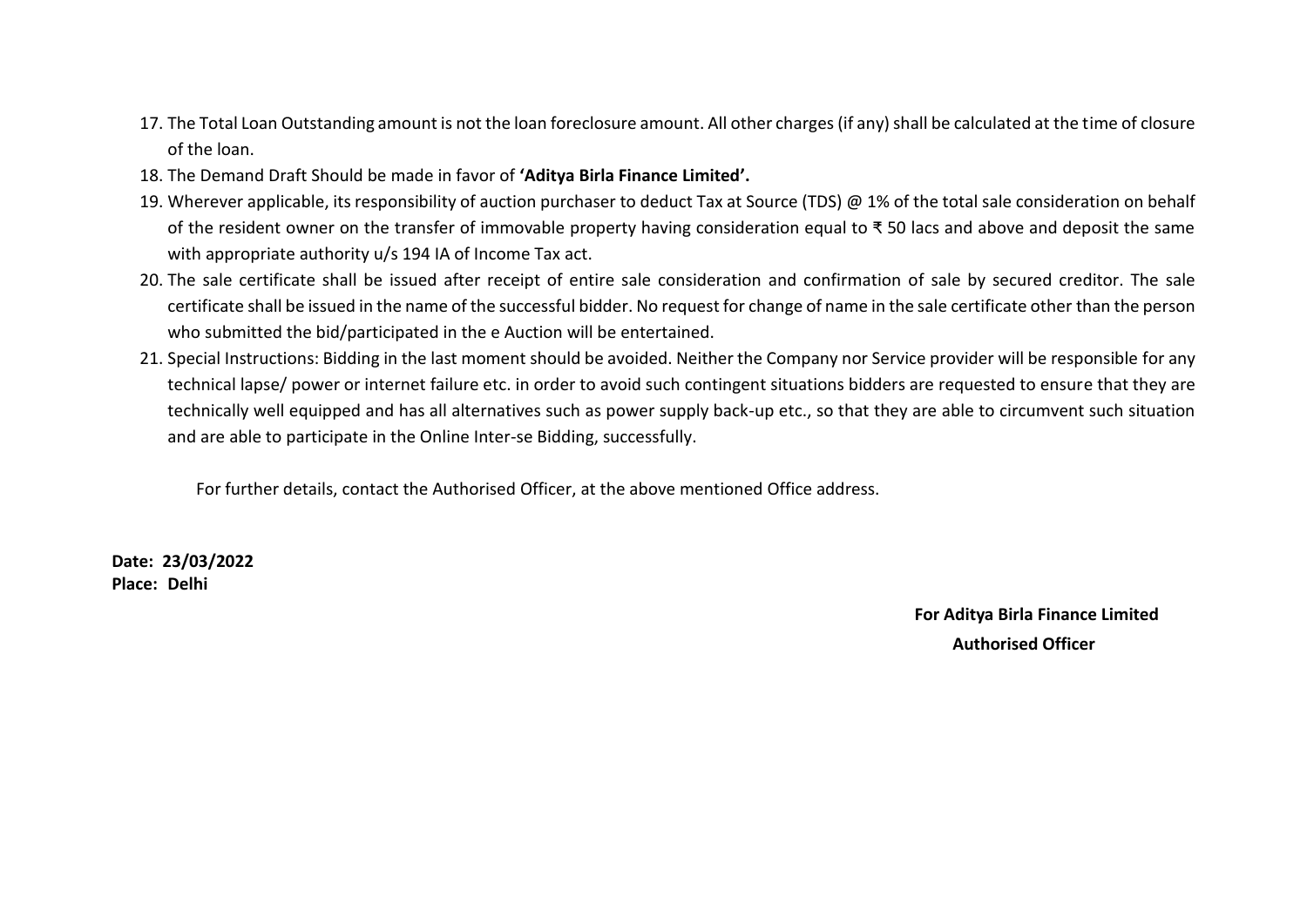17. The Total Loan Outstanding amount is not the loan foreclosure amount. All other charges (if any) shall be calculated at the time of closure of the loan.
18. The Demand Draft Should be made in favor of **'Aditya Birla Finance Limited'.**
19. Wherever applicable, its responsibility of auction purchaser to deduct Tax at Source (TDS) @ 1% of the total sale consideration on behalf of the resident owner on the transfer of immovable property having consideration equal to ₹ 50 lacs and above and deposit the same with appropriate authority u/s 194 IA of Income Tax act.
20. The sale certificate shall be issued after receipt of entire sale consideration and confirmation of sale by secured creditor. The sale certificate shall be issued in the name of the successful bidder. No request for change of name in the sale certificate other than the person who submitted the bid/participated in the e Auction will be entertained.
21. Special Instructions: Bidding in the last moment should be avoided. Neither the Company nor Service provider will be responsible for any technical lapse/ power or internet failure etc. in order to avoid such contingent situations bidders are requested to ensure that they are technically well equipped and has all alternatives such as power supply back-up etc., so that they are able to circumvent such situation and are able to participate in the Online Inter-se Bidding, successfully.

For further details, contact the Authorised Officer, at the above mentioned Office address.

**Date: 23/03/2022**
**Place: Delhi**

**For Aditya Birla Finance Limited**
**Authorised Officer**